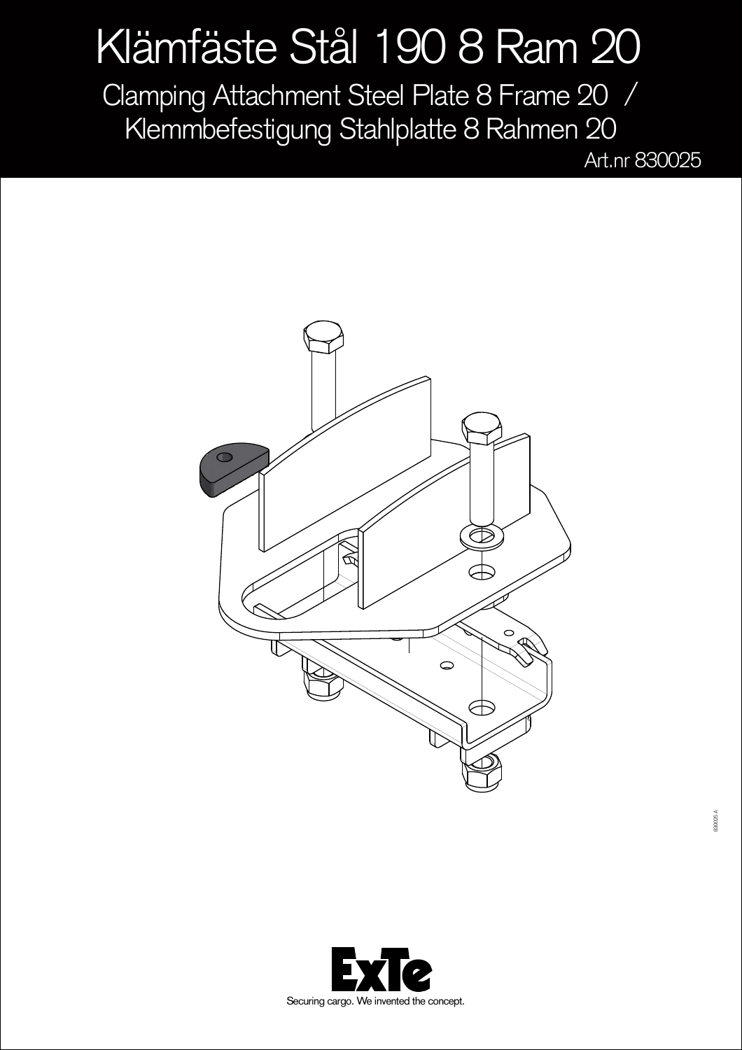# Klämfäste Stål 190 8 Ram 20

## Clamping Attachment Steel Plate 8 Frame 20 / Klemmbefestigung Stahlplatte 8 Rahmen 20

Art.nr 830025

830025 A

ExTe

Securing cargo. We invented the concept.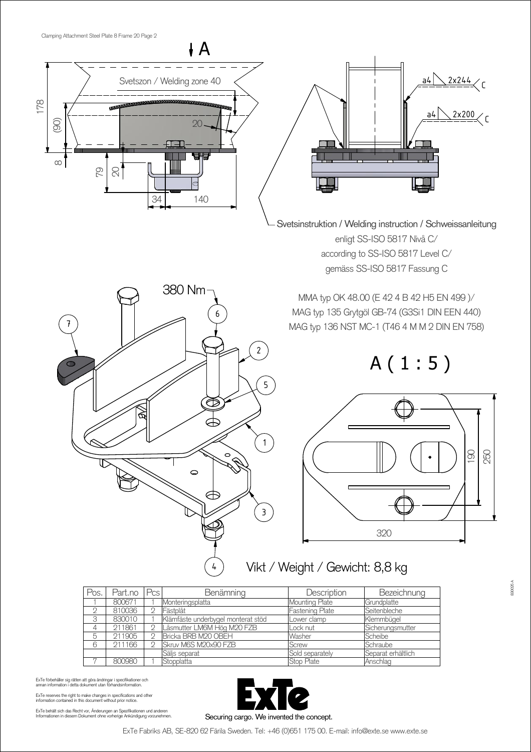Svetsinstruktion / Welding instruction / Schweissanleitung
enligt SS-ISO 5817 Nivå C/
according to SS-ISO 5817 Level C/
gemäss SS-ISO 5817 Fassung C

MMA typ OK 48.00 (E 42 4 B 42 H5 EN 499 )/
MAG typ 135 Grytgöl GB-74 (G3Si1 DIN EEN 440)
MAG typ 136 NST MC-1 (T46 4 M M 2 DIN EN 758)

A ( 1 : 5 )

Svetszon / Welding zone 40

178
(90)
8
79
20
34
140
20
a4 2x244 C
a4 2x200 C
380 Nm
190
250
320

Vikt / Weight / Gewicht: 8,8 kg

| Pos. | Part.no | Pcs | Benämning | Description | Bezeichnung |
|---|---|---|---|---|---|
| 1 | 800671 | 1 | Monteringsplatta | Mounting Plate | Grundplatte |
| 2 | 810036 | 2 | Fästplåt | Fastening Plate | Seitenbleche |
| 3 | 830010 | 1 | Klämfäste underbygel monterat stöd | Lower clamp | Klemmbügel |
| 4 | 211861 | 2 | Låsmutter LM6M Hög M20 FZB | Lock nut | Sicherungsmutter |
| 5 | 211905 | 2 | Bricka BRB M20 OBEH | Washer | Scheibe |
| 6 | 211166 | 2 | Skruv M6S M20x90 FZB | Screw | Schraube |
| | | | Säljs separat | Sold separately | Separat erhältlich |
| 7 | 800980 | 1 | Stopplatta | Stop Plate | Anschlag |

ExTe förbehåller sig rätten att göra ändringar i specifikationer och annan information i detta dokument utan förhandsinformation.

ExTe reserves the right to make changes in specifications and other information contained in this document without prior notice.

ExTe behält sich das Recht vor, Änderungen an Spezifikationen und anderen Informationen in diesem Dokument ohne vorherige Ankündigung vorzunehmen.

ExTe
Securing cargo. We invented the concept.

ExTe Fabriks AB, SE-820 62 Färila Sweden. Tel: +46 (0)651 175 00. E-mail: info@exte.se www.exte.se